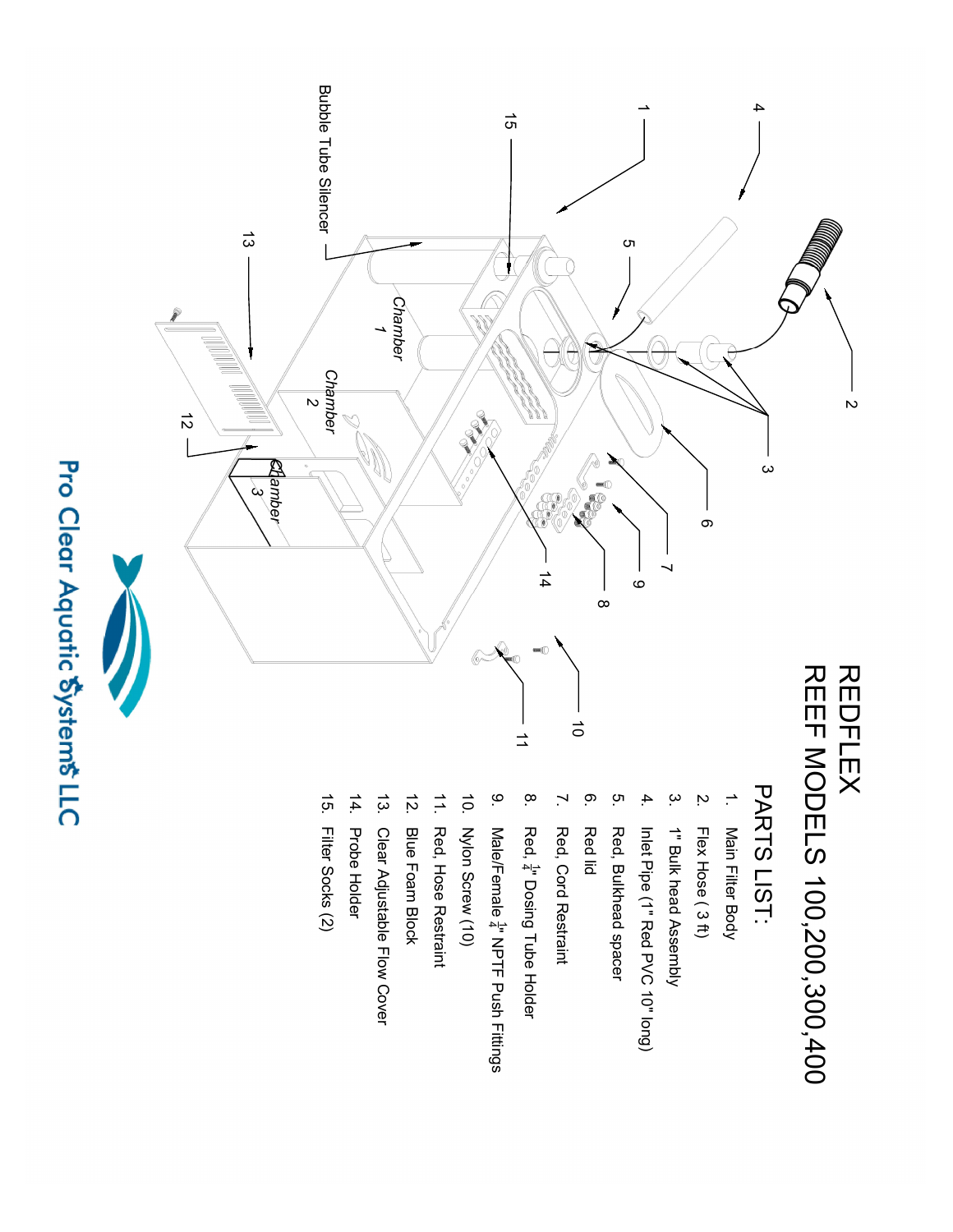# REDFLEX

# REEF MODELS 100,200,300,400

## PARTS LIST:

1. Main Filter Body
2. Flex Hose ( 3 ft)
3. 1" Bulk head Assembly
4. Inlet Pipe (1" Red PVC 10" long)
5. Red, Bulkhead spacer
6. Red lid
7. Red, Cord Restraint
8. Red, $\frac{1}{4}$" Dosing Tube Holder
9. Male/Female $\frac{1}{4}$" NPTF Push Fittings
10. Nylon Screw (10)
11. Red, Hose Restraint
12. Blue Foam Block
13. Clear Adjustable Flow Cover
14. Probe Holder
15. Filter Socks (2)

Bubble Tube Silencer

Chamber 1

Chamber 2

Chamber 3

Pro Clear Aquatic Systems LLC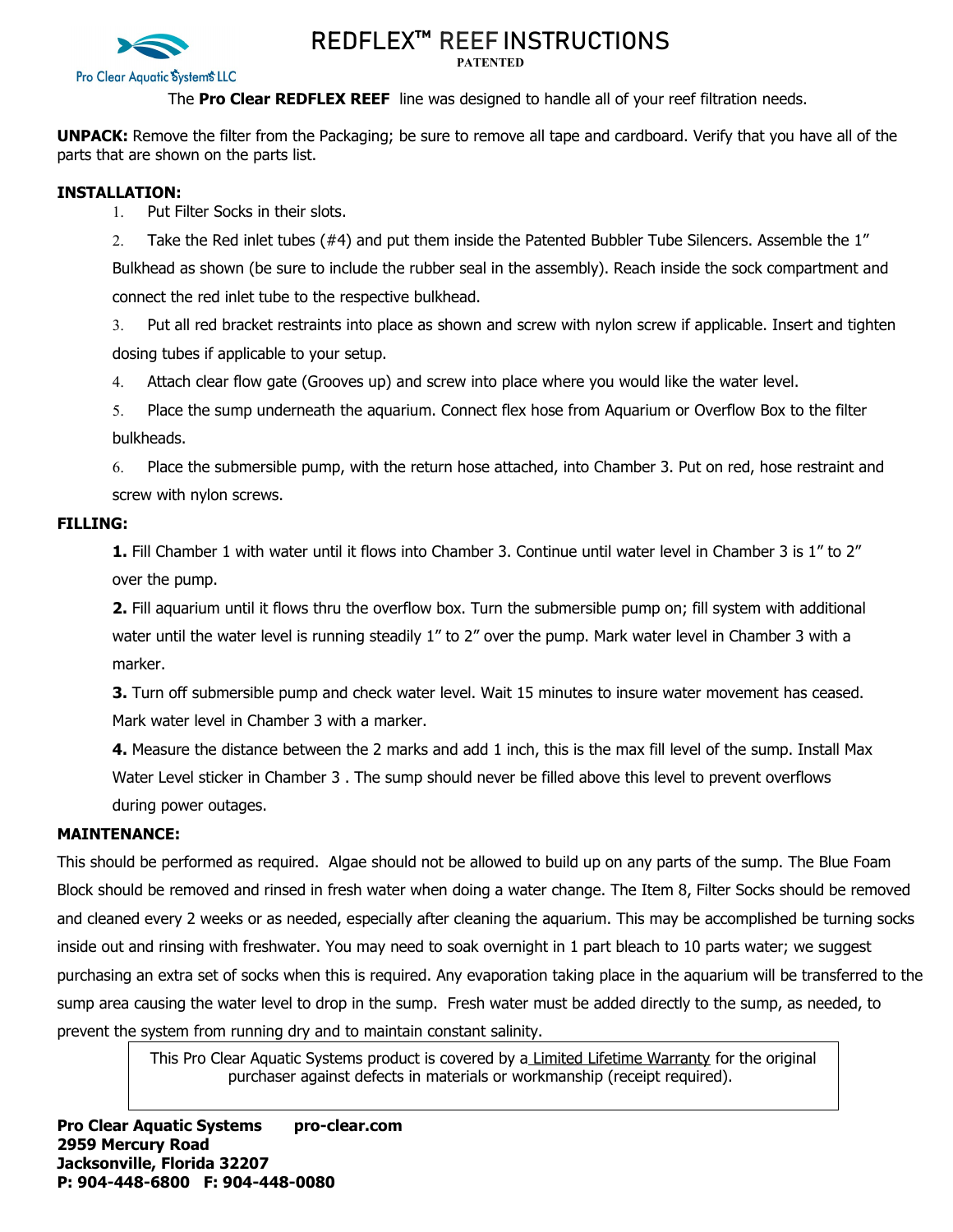Pro Clear Aquatic Systems LLC

# REDFLEX™ REEF INSTRUCTIONS

**PATENTED**

The **Pro Clear REDFLEX REEF** line was designed to handle all of your reef filtration needs.

**UNPACK:** Remove the filter from the Packaging; be sure to remove all tape and cardboard. Verify that you have all of the parts that are shown on the parts list.

**INSTALLATION:**

1. Put Filter Socks in their slots.
2. Take the Red inlet tubes (#4) and put them inside the Patented Bubbler Tube Silencers. Assemble the 1" Bulkhead as shown (be sure to include the rubber seal in the assembly). Reach inside the sock compartment and connect the red inlet tube to the respective bulkhead.
3. Put all red bracket restraints into place as shown and screw with nylon screw if applicable. Insert and tighten dosing tubes if applicable to your setup.
4. Attach clear flow gate (Grooves up) and screw into place where you would like the water level.
5. Place the sump underneath the aquarium. Connect flex hose from Aquarium or Overflow Box to the filter bulkheads.
6. Place the submersible pump, with the return hose attached, into Chamber 3. Put on red, hose restraint and screw with nylon screws.

**FILLING:**

**1.** Fill Chamber 1 with water until it flows into Chamber 3. Continue until water level in Chamber 3 is 1" to 2" over the pump.

**2.** Fill aquarium until it flows thru the overflow box. Turn the submersible pump on; fill system with additional water until the water level is running steadily 1" to 2" over the pump. Mark water level in Chamber 3 with a marker.

**3.** Turn off submersible pump and check water level. Wait 15 minutes to insure water movement has ceased. Mark water level in Chamber 3 with a marker.

**4.** Measure the distance between the 2 marks and add 1 inch, this is the max fill level of the sump. Install Max Water Level sticker in Chamber 3 . The sump should never be filled above this level to prevent overflows during power outages.

**MAINTENANCE:**

This should be performed as required. Algae should not be allowed to build up on any parts of the sump. The Blue Foam Block should be removed and rinsed in fresh water when doing a water change. The Item 8, Filter Socks should be removed and cleaned every 2 weeks or as needed, especially after cleaning the aquarium. This may be accomplished be turning socks inside out and rinsing with freshwater. You may need to soak overnight in 1 part bleach to 10 parts water; we suggest purchasing an extra set of socks when this is required. Any evaporation taking place in the aquarium will be transferred to the sump area causing the water level to drop in the sump. Fresh water must be added directly to the sump, as needed, to prevent the system from running dry and to maintain constant salinity.

This Pro Clear Aquatic Systems product is covered by a Limited Lifetime Warranty for the original purchaser against defects in materials or workmanship (receipt required).

**Pro Clear Aquatic Systems** **pro-clear.com**
**2959 Mercury Road**
**Jacksonville, Florida 32207**
**P: 904-448-6800 F: 904-448-0080**